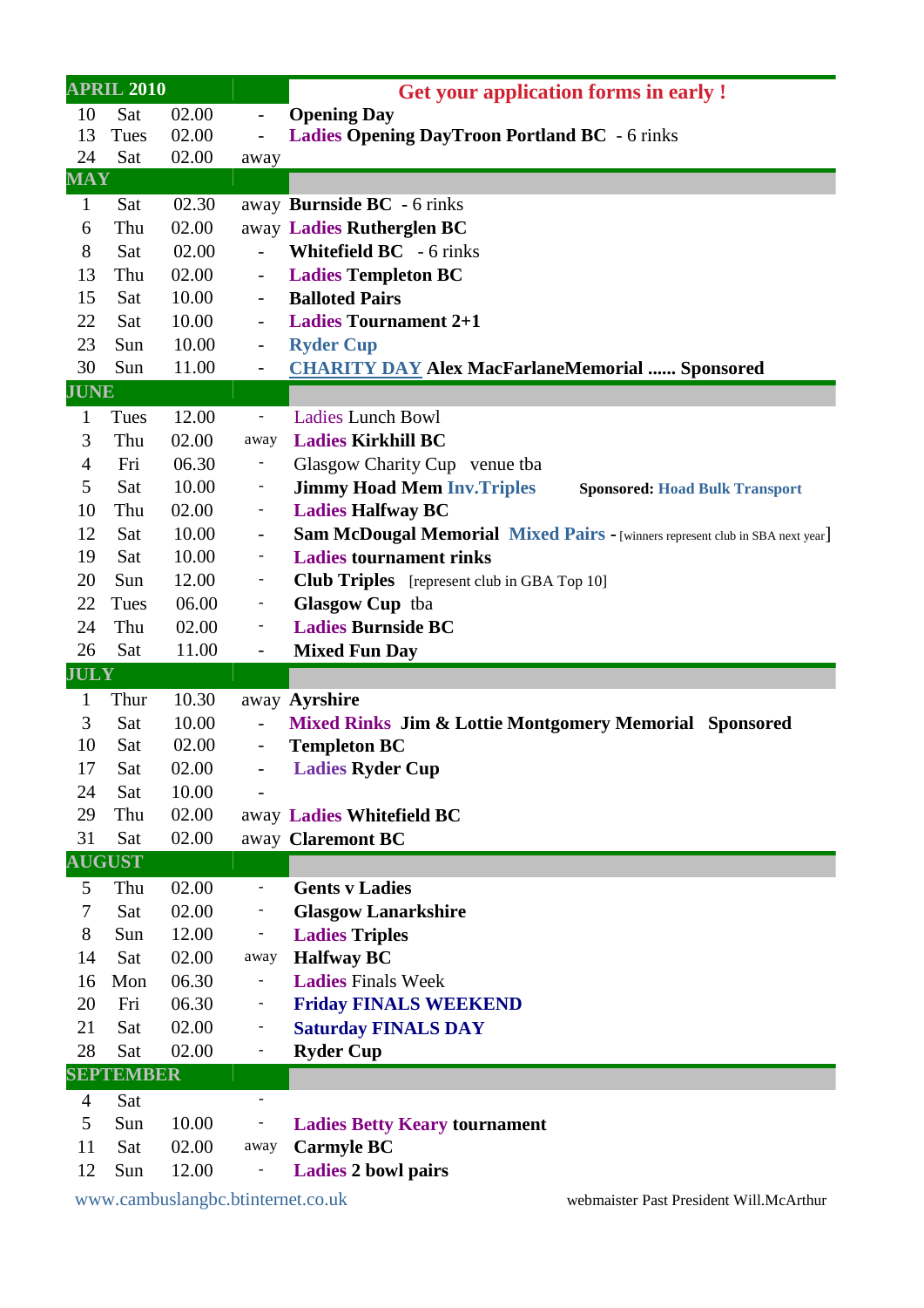| APRIL 2010 | | | | Get your application forms in early ! |
|---|---|---|---|---|
| 10 | Sat | 02.00 | - | **Opening Day** |
| 13 | Tues | 02.00 | - | **Ladies Opening DayTroon Portland BC** - 6 rinks |
| 24 | Sat | 02.00 | away | |
| **MAY** | | | | |
| 1 | Sat | 02.30 | away | **Burnside BC** - 6 rinks |
| 6 | Thu | 02.00 | away | **Ladies Rutherglen BC** |
| 8 | Sat | 02.00 | - | **Whitefield BC** - 6 rinks |
| 13 | Thu | 02.00 | - | **Ladies Templeton BC** |
| 15 | Sat | 10.00 | - | **Balloted Pairs** |
| 22 | Sat | 10.00 | - | **Ladies Tournament 2+1** |
| 23 | Sun | 10.00 | - | **Ryder Cup** |
| 30 | Sun | 11.00 | - | **CHARITY DAY Alex MacFarlaneMemorial ...... Sponsored** |
| **JUNE** | | | | |
| 1 | Tues | 12.00 | - | Ladies Lunch Bowl |
| 3 | Thu | 02.00 | away | **Ladies Kirkhill BC** |
| 4 | Fri | 06.30 | - | Glasgow Charity Cup venue tba |
| 5 | Sat | 10.00 | - | **Jimmy Hoad Mem Inv.Triples** **Sponsored: Hoad Bulk Transport** |
| 10 | Thu | 02.00 | - | **Ladies Halfway BC** |
| 12 | Sat | 10.00 | - | **Sam McDougal Memorial Mixed Pairs -** [winners represent club in SBA next year] |
| 19 | Sat | 10.00 | - | **Ladies tournament rinks** |
| 20 | Sun | 12.00 | - | **Club Triples** [represent club in GBA Top 10] |
| 22 | Tues | 06.00 | - | **Glasgow Cup** tba |
| 24 | Thu | 02.00 | - | **Ladies Burnside BC** |
| 26 | Sat | 11.00 | - | **Mixed Fun Day** |
| **JULY** | | | | |
| 1 | Thur | 10.30 | away | **Ayrshire** |
| 3 | Sat | 10.00 | - | **Mixed Rinks Jim & Lottie Montgomery Memorial Sponsored** |
| 10 | Sat | 02.00 | - | **Templeton BC** |
| 17 | Sat | 02.00 | - | **Ladies Ryder Cup** |
| 24 | Sat | 10.00 | - | |
| 29 | Thu | 02.00 | away | **Ladies Whitefield BC** |
| 31 | Sat | 02.00 | away | **Claremont BC** |
| **AUGUST** | | | | |
| 5 | Thu | 02.00 | - | **Gents v Ladies** |
| 7 | Sat | 02.00 | - | **Glasgow Lanarkshire** |
| 8 | Sun | 12.00 | - | **Ladies Triples** |
| 14 | Sat | 02.00 | away | **Halfway BC** |
| 16 | Mon | 06.30 | - | **Ladies** Finals Week |
| 20 | Fri | 06.30 | - | **Friday FINALS WEEKEND** |
| 21 | Sat | 02.00 | - | **Saturday FINALS DAY** |
| 28 | Sat | 02.00 | - | **Ryder Cup** |
| **SEPTEMBER** | | | | |
| 4 | Sat | | - | |
| 5 | Sun | 10.00 | - | **Ladies Betty Keary tournament** |
| 11 | Sat | 02.00 | away | **Carmyle BC** |
| 12 | Sun | 12.00 | - | **Ladies 2 bowl pairs** |

www.cambuslangbc.btinternet.co.uk

webmaister Past President Will.McArthur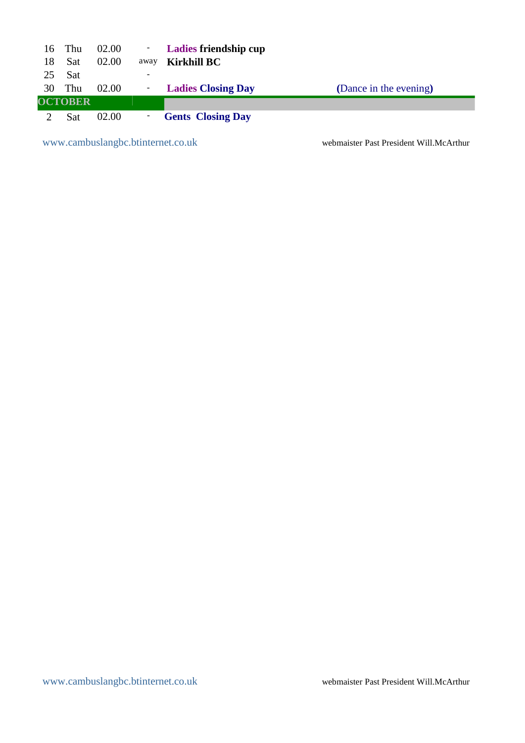| | | | | | |
|---|---|---|---|---|---|
| 16 | Thu | 02.00 | - | **Ladies friendship cup** | |
| 18 | Sat | 02.00 | away | **Kirkhill BC** | |
| 25 | Sat | | - | | |
| 30 | Thu | 02.00 | - | **Ladies Closing Day** | **(**Dance in the evening**)** |
| **OCTOBER** | | | | | |
| 2 | Sat | 02.00 | - | **Gents Closing Day** | |

www.cambuslangbc.btinternet.co.uk webmaister Past President Will.McArthur